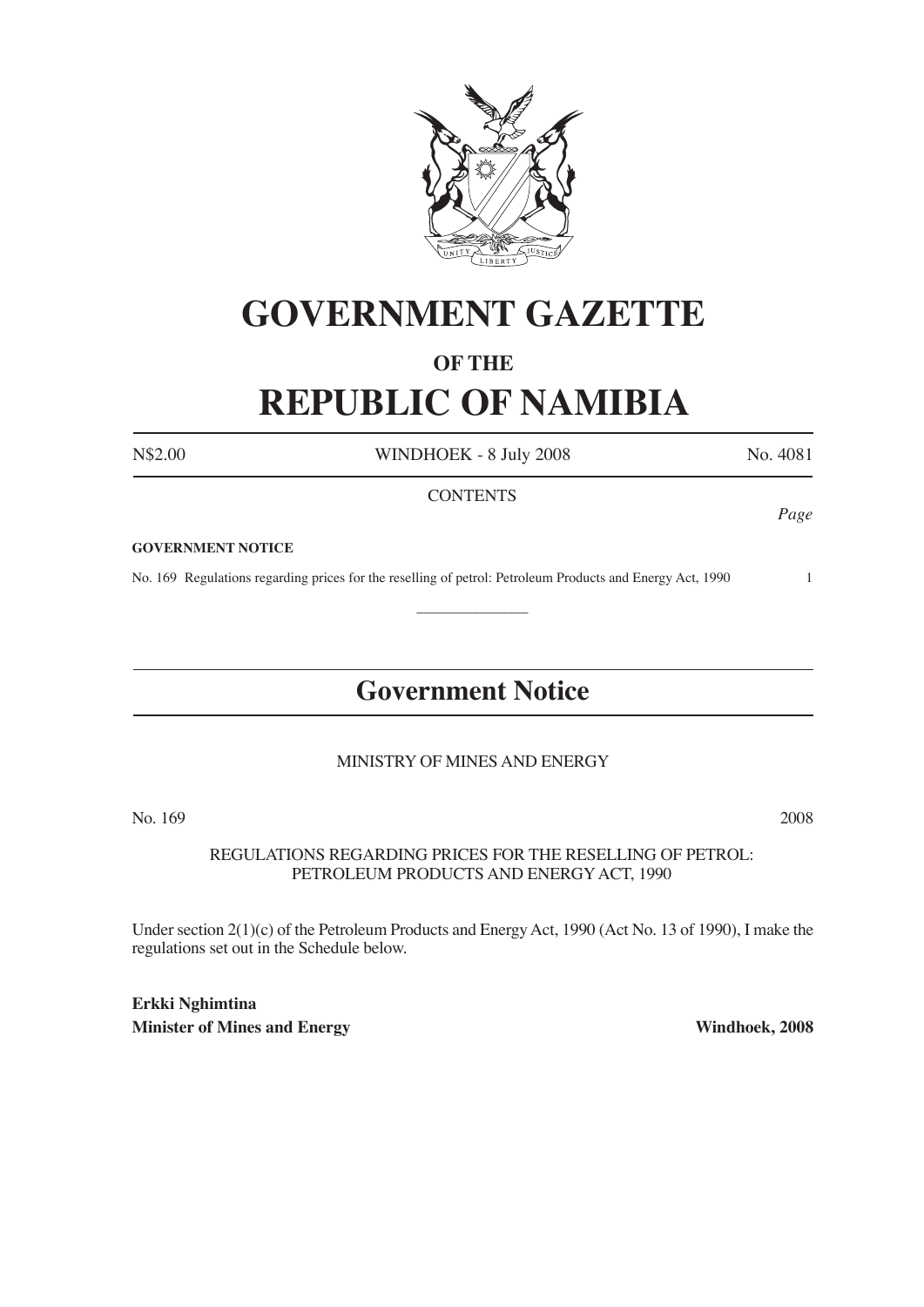# GOVERNMENT GAZETTE

### OF THE

# REPUBLIC OF NAMIBIA

N$2.00 WINDHOEK - 8 July 2008 No. 4081

CONTENTS

*Page*

**GOVERNMENT NOTICE**

No. 169 Regulations regarding prices for the reselling of petrol: Petroleum Products and Energy Act, 1990 1

---

## Government Notice

MINISTRY OF MINES AND ENERGY

No. 169 2008

REGULATIONS REGARDING PRICES FOR THE RESELLING OF PETROL: PETROLEUM PRODUCTS AND ENERGY ACT, 1990

Under section 2(1)(c) of the Petroleum Products and Energy Act, 1990 (Act No. 13 of 1990), I make the regulations set out in the Schedule below.

**Erkki Nghimtina**
**Minister of Mines and Energy** **Windhoek, 2008**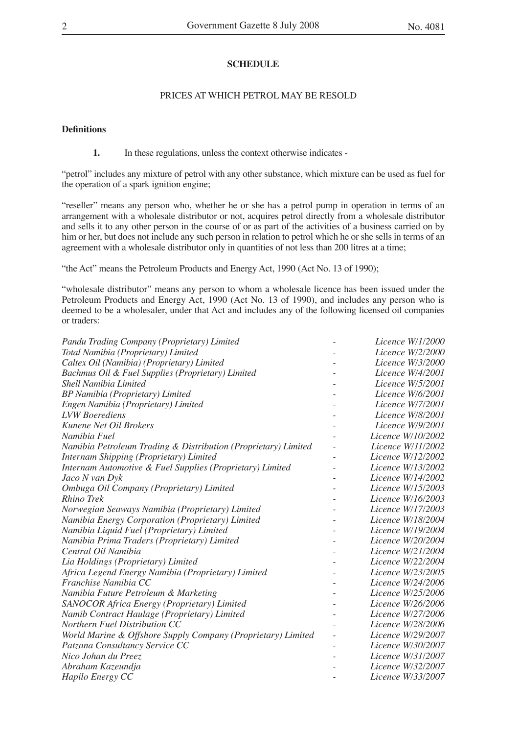**SCHEDULE**

PRICES AT WHICH PETROL MAY BE RESOLD

**Definitions**

**1.** In these regulations, unless the context otherwise indicates -

"petrol" includes any mixture of petrol with any other substance, which mixture can be used as fuel for the operation of a spark ignition engine;

"reseller" means any person who, whether he or she has a petrol pump in operation in terms of an arrangement with a wholesale distributor or not, acquires petrol directly from a wholesale distributor and sells it to any other person in the course of or as part of the activities of a business carried on by him or her, but does not include any such person in relation to petrol which he or she sells in terms of an agreement with a wholesale distributor only in quantities of not less than 200 litres at a time;

"the Act" means the Petroleum Products and Energy Act, 1990 (Act No. 13 of 1990);

"wholesale distributor" means any person to whom a wholesale licence has been issued under the Petroleum Products and Energy Act, 1990 (Act No. 13 of 1990), and includes any person who is deemed to be a wholesaler, under that Act and includes any of the following licensed oil companies or traders:

| | | |
|---|---|---|
| *Pandu Trading Company (Proprietary) Limited* | - | *Licence W/1/2000* |
| *Total Namibia (Proprietary) Limited* | - | *Licence W/2/2000* |
| *Caltex Oil (Namibia) (Proprietary) Limited* | - | *Licence W/3/2000* |
| *Bachmus Oil & Fuel Supplies (Proprietary) Limited* | - | *Licence W/4/2001* |
| *Shell Namibia Limited* | - | *Licence W/5/2001* |
| *BP Namibia (Proprietary) Limited* | - | *Licence W/6/2001* |
| *Engen Namibia (Proprietary) Limited* | - | *Licence W/7/2001* |
| *LVW Boerediens* | - | *Licence W/8/2001* |
| *Kunene Net Oil Brokers* | - | *Licence W/9/2001* |
| *Namibia Fuel* | - | *Licence W/10/2002* |
| *Namibia Petroleum Trading & Distribution (Proprietary) Limited* | - | *Licence W/11/2002* |
| *Internam Shipping (Proprietary) Limited* | - | *Licence W/12/2002* |
| *Internam Automotive & Fuel Supplies (Proprietary) Limited* | - | *Licence W/13/2002* |
| *Jaco N van Dyk* | - | *Licence W/14/2002* |
| *Ombuga Oil Company (Proprietary) Limited* | - | *Licence W/15/2003* |
| *Rhino Trek* | - | *Licence W/16/2003* |
| *Norwegian Seaways Namibia (Proprietary) Limited* | - | *Licence W/17/2003* |
| *Namibia Energy Corporation (Proprietary) Limited* | - | *Licence W/18/2004* |
| *Namibia Liquid Fuel (Proprietary) Limited* | - | *Licence W/19/2004* |
| *Namibia Prima Traders (Proprietary) Limited* | - | *Licence W/20/2004* |
| *Central Oil Namibia* | - | *Licence W/21/2004* |
| *Lia Holdings (Proprietary) Limited* | - | *Licence W/22/2004* |
| *Africa Legend Energy Namibia (Proprietary) Limited* | - | *Licence W/23/2005* |
| *Franchise Namibia CC* | - | *Licence W/24/2006* |
| *Namibia Future Petroleum & Marketing* | - | *Licence W/25/2006* |
| *SANOCOR Africa Energy (Proprietary) Limited* | - | *Licence W/26/2006* |
| *Namib Contract Haulage (Proprietary) Limited* | - | *Licence W/27/2006* |
| *Northern Fuel Distribution CC* | - | *Licence W/28/2006* |
| *World Marine & Offshore Supply Company (Proprietary) Limited* | - | *Licence W/29/2007* |
| *Patzana Consultancy Service CC* | - | *Licence W/30/2007* |
| *Nico Johan du Preez* | - | *Licence W/31/2007* |
| *Abraham Kazeundja* | - | *Licence W/32/2007* |
| *Hapilo Energy CC* | - | *Licence W/33/2007* |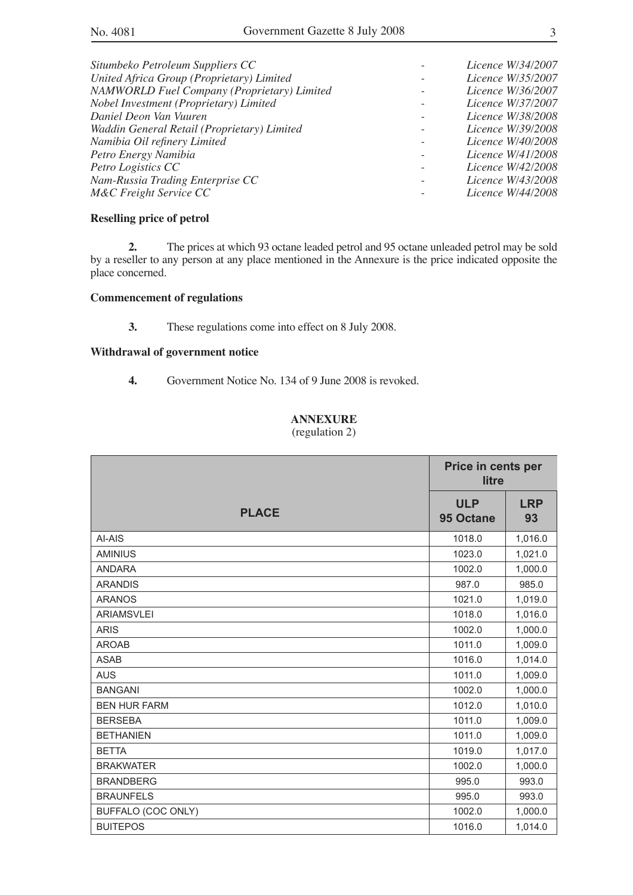| | | |
|---|---|---|
| *Situmbeko Petroleum Suppliers CC* | - | *Licence W/34/2007* |
| *United Africa Group (Proprietary) Limited* | - | *Licence W/35/2007* |
| *NAMWORLD Fuel Company (Proprietary) Limited* | - | *Licence W/36/2007* |
| *Nobel Investment (Proprietary) Limited* | - | *Licence W/37/2007* |
| *Daniel Deon Van Vuuren* | - | *Licence W/38/2008* |
| *Waddin General Retail (Proprietary) Limited* | - | *Licence W/39/2008* |
| *Namibia Oil refinery Limited* | - | *Licence W/40/2008* |
| *Petro Energy Namibia* | - | *Licence W/41/2008* |
| *Petro Logistics CC* | - | *Licence W/42/2008* |
| *Nam-Russia Trading Enterprise CC* | - | *Licence W/43/2008* |
| *M&C Freight Service CC* | - | *Licence W/44/2008* |

**Reselling price of petrol**

**2.** The prices at which 93 octane leaded petrol and 95 octane unleaded petrol may be sold by a reseller to any person at any place mentioned in the Annexure is the price indicated opposite the place concerned.

**Commencement of regulations**

**3.** These regulations come into effect on 8 July 2008.

**Withdrawal of government notice**

**4.** Government Notice No. 134 of 9 June 2008 is revoked.

**ANNEXURE**
(regulation 2)

| | Price in cents per litre | |
|---|---|---|
| **PLACE** | **ULP 95 Octane** | **LRP 93** |
| AI-AIS | 1018.0 | 1,016.0 |
| AMINIUS | 1023.0 | 1,021.0 |
| ANDARA | 1002.0 | 1,000.0 |
| ARANDIS | 987.0 | 985.0 |
| ARANOS | 1021.0 | 1,019.0 |
| ARIAMSVLEI | 1018.0 | 1,016.0 |
| ARIS | 1002.0 | 1,000.0 |
| AROAB | 1011.0 | 1,009.0 |
| ASAB | 1016.0 | 1,014.0 |
| AUS | 1011.0 | 1,009.0 |
| BANGANI | 1002.0 | 1,000.0 |
| BEN HUR FARM | 1012.0 | 1,010.0 |
| BERSEBA | 1011.0 | 1,009.0 |
| BETHANIEN | 1011.0 | 1,009.0 |
| BETTA | 1019.0 | 1,017.0 |
| BRAKWATER | 1002.0 | 1,000.0 |
| BRANDBERG | 995.0 | 993.0 |
| BRAUNFELS | 995.0 | 993.0 |
| BUFFALO (COC ONLY) | 1002.0 | 1,000.0 |
| BUITEPOS | 1016.0 | 1,014.0 |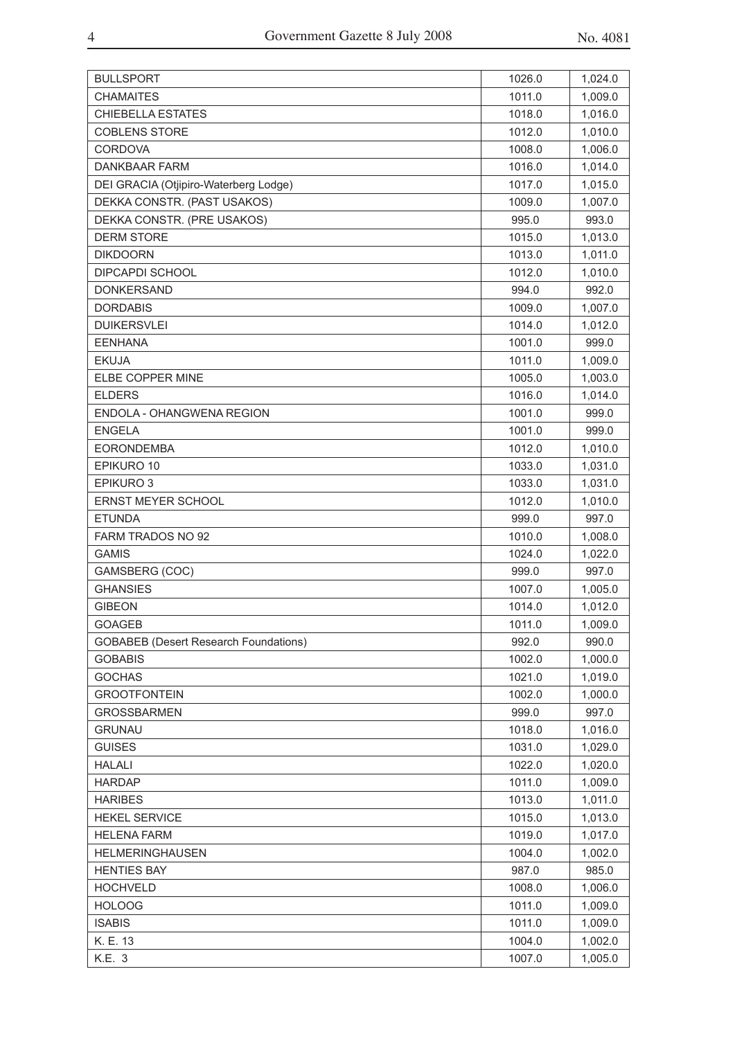| | | |
|---|---|---|
| BULLSPORT | 1026.0 | 1,024.0 |
| CHAMAITES | 1011.0 | 1,009.0 |
| CHIEBELLA ESTATES | 1018.0 | 1,016.0 |
| COBLENS STORE | 1012.0 | 1,010.0 |
| CORDOVA | 1008.0 | 1,006.0 |
| DANKBAAR FARM | 1016.0 | 1,014.0 |
| DEI GRACIA (Otjipiro-Waterberg Lodge) | 1017.0 | 1,015.0 |
| DEKKA CONSTR. (PAST USAKOS) | 1009.0 | 1,007.0 |
| DEKKA CONSTR. (PRE USAKOS) | 995.0 | 993.0 |
| DERM STORE | 1015.0 | 1,013.0 |
| DIKDOORN | 1013.0 | 1,011.0 |
| DIPCAPDI SCHOOL | 1012.0 | 1,010.0 |
| DONKERSAND | 994.0 | 992.0 |
| DORDABIS | 1009.0 | 1,007.0 |
| DUIKERSVLEI | 1014.0 | 1,012.0 |
| EENHANA | 1001.0 | 999.0 |
| EKUJA | 1011.0 | 1,009.0 |
| ELBE COPPER MINE | 1005.0 | 1,003.0 |
| ELDERS | 1016.0 | 1,014.0 |
| ENDOLA - OHANGWENA REGION | 1001.0 | 999.0 |
| ENGELA | 1001.0 | 999.0 |
| EORONDEMBA | 1012.0 | 1,010.0 |
| EPIKURO 10 | 1033.0 | 1,031.0 |
| EPIKURO 3 | 1033.0 | 1,031.0 |
| ERNST MEYER SCHOOL | 1012.0 | 1,010.0 |
| ETUNDA | 999.0 | 997.0 |
| FARM TRADOS NO 92 | 1010.0 | 1,008.0 |
| GAMIS | 1024.0 | 1,022.0 |
| GAMSBERG (COC) | 999.0 | 997.0 |
| GHANSIES | 1007.0 | 1,005.0 |
| GIBEON | 1014.0 | 1,012.0 |
| GOAGEB | 1011.0 | 1,009.0 |
| GOBABEB (Desert Research Foundations) | 992.0 | 990.0 |
| GOBABIS | 1002.0 | 1,000.0 |
| GOCHAS | 1021.0 | 1,019.0 |
| GROOTFONTEIN | 1002.0 | 1,000.0 |
| GROSSBARMEN | 999.0 | 997.0 |
| GRUNAU | 1018.0 | 1,016.0 |
| GUISES | 1031.0 | 1,029.0 |
| HALALI | 1022.0 | 1,020.0 |
| HARDAP | 1011.0 | 1,009.0 |
| HARIBES | 1013.0 | 1,011.0 |
| HEKEL SERVICE | 1015.0 | 1,013.0 |
| HELENA FARM | 1019.0 | 1,017.0 |
| HELMERINGHAUSEN | 1004.0 | 1,002.0 |
| HENTIES BAY | 987.0 | 985.0 |
| HOCHVELD | 1008.0 | 1,006.0 |
| HOLOOG | 1011.0 | 1,009.0 |
| ISABIS | 1011.0 | 1,009.0 |
| K. E. 13 | 1004.0 | 1,002.0 |
| K.E. 3 | 1007.0 | 1,005.0 |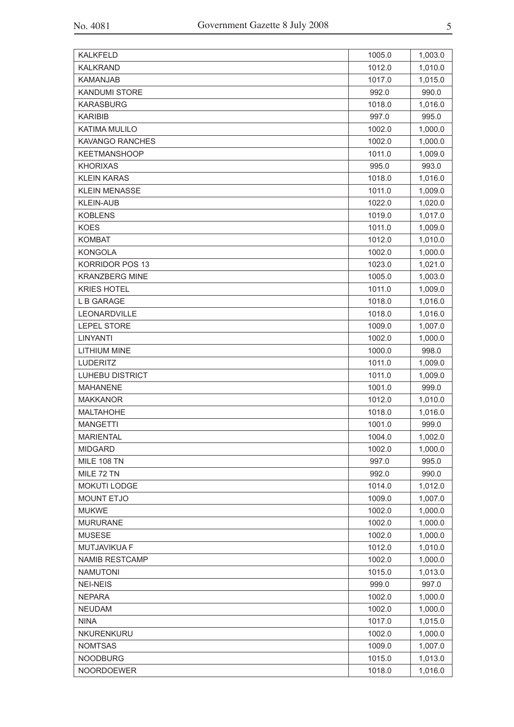| | | |
|---|---|---|
| KALKFELD | 1005.0 | 1,003.0 |
| KALKRAND | 1012.0 | 1,010.0 |
| KAMANJAB | 1017.0 | 1,015.0 |
| KANDUMI STORE | 992.0 | 990.0 |
| KARASBURG | 1018.0 | 1,016.0 |
| KARIBIB | 997.0 | 995.0 |
| KATIMA MULILO | 1002.0 | 1,000.0 |
| KAVANGO RANCHES | 1002.0 | 1,000.0 |
| KEETMANSHOOP | 1011.0 | 1,009.0 |
| KHORIXAS | 995.0 | 993.0 |
| KLEIN KARAS | 1018.0 | 1,016.0 |
| KLEIN MENASSE | 1011.0 | 1,009.0 |
| KLEIN-AUB | 1022.0 | 1,020.0 |
| KOBLENS | 1019.0 | 1,017.0 |
| KOES | 1011.0 | 1,009.0 |
| KOMBAT | 1012.0 | 1,010.0 |
| KONGOLA | 1002.0 | 1,000.0 |
| KORRIDOR POS 13 | 1023.0 | 1,021.0 |
| KRANZBERG MINE | 1005.0 | 1,003.0 |
| KRIES HOTEL | 1011.0 | 1,009.0 |
| L B GARAGE | 1018.0 | 1,016.0 |
| LEONARDVILLE | 1018.0 | 1,016.0 |
| LEPEL STORE | 1009.0 | 1,007.0 |
| LINYANTI | 1002.0 | 1,000.0 |
| LITHIUM MINE | 1000.0 | 998.0 |
| LUDERITZ | 1011.0 | 1,009.0 |
| LUHEBU DISTRICT | 1011.0 | 1,009.0 |
| MAHANENE | 1001.0 | 999.0 |
| MAKKANOR | 1012.0 | 1,010.0 |
| MALTAHOHE | 1018.0 | 1,016.0 |
| MANGETTI | 1001.0 | 999.0 |
| MARIENTAL | 1004.0 | 1,002.0 |
| MIDGARD | 1002.0 | 1,000.0 |
| MILE 108 TN | 997.0 | 995.0 |
| MILE 72 TN | 992.0 | 990.0 |
| MOKUTI LODGE | 1014.0 | 1,012.0 |
| MOUNT ETJO | 1009.0 | 1,007.0 |
| MUKWE | 1002.0 | 1,000.0 |
| MURURANE | 1002.0 | 1,000.0 |
| MUSESE | 1002.0 | 1,000.0 |
| MUTJAVIKUA F | 1012.0 | 1,010.0 |
| NAMIB RESTCAMP | 1002.0 | 1,000.0 |
| NAMUTONI | 1015.0 | 1,013.0 |
| NEI-NEIS | 999.0 | 997.0 |
| NEPARA | 1002.0 | 1,000.0 |
| NEUDAM | 1002.0 | 1,000.0 |
| NINA | 1017.0 | 1,015.0 |
| NKURENKURU | 1002.0 | 1,000.0 |
| NOMTSAS | 1009.0 | 1,007.0 |
| NOODBURG | 1015.0 | 1,013.0 |
| NOORDOEWER | 1018.0 | 1,016.0 |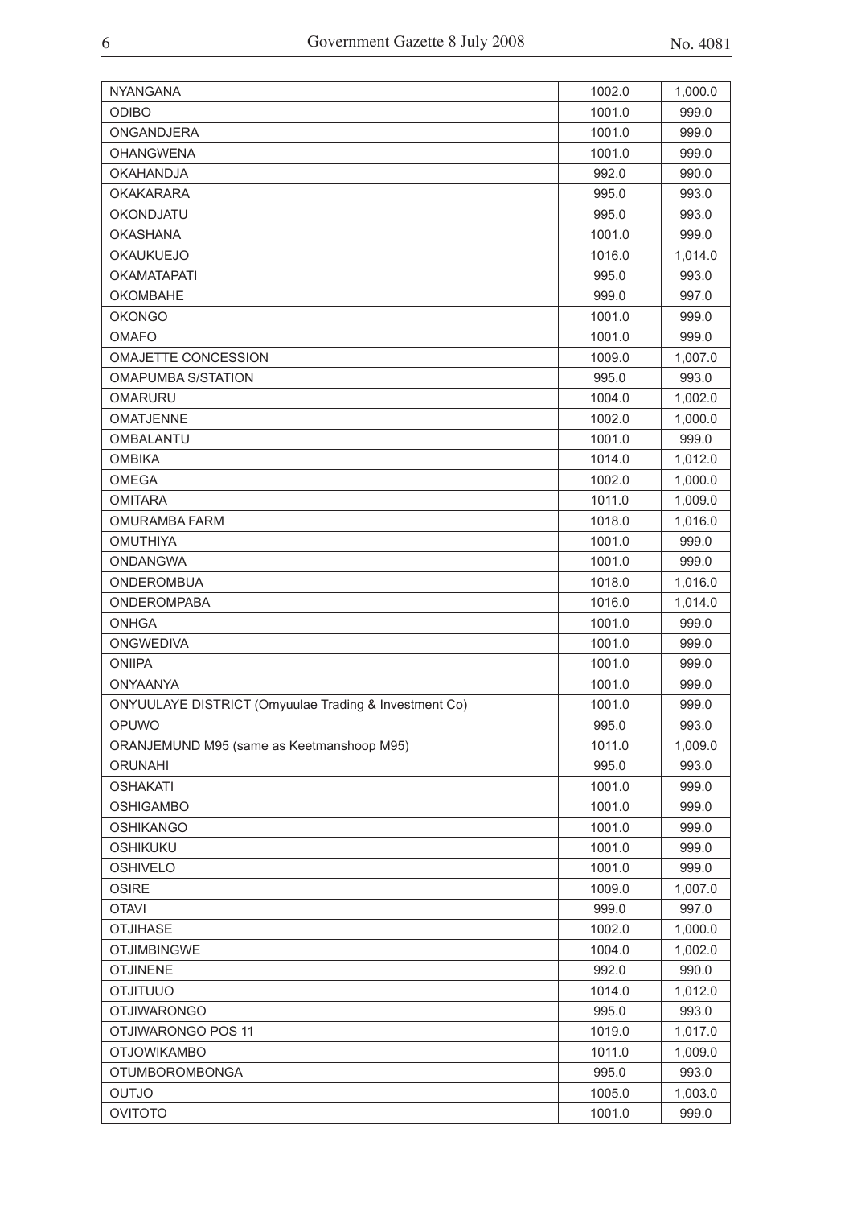| | | |
|---|---|---|
| NYANGANA | 1002.0 | 1,000.0 |
| ODIBO | 1001.0 | 999.0 |
| ONGANDJERA | 1001.0 | 999.0 |
| OHANGWENA | 1001.0 | 999.0 |
| OKAHANDJA | 992.0 | 990.0 |
| OKAKARARA | 995.0 | 993.0 |
| OKONDJATU | 995.0 | 993.0 |
| OKASHANA | 1001.0 | 999.0 |
| OKAUKUEJO | 1016.0 | 1,014.0 |
| OKAMATAPATI | 995.0 | 993.0 |
| OKOMBAHE | 999.0 | 997.0 |
| OKONGO | 1001.0 | 999.0 |
| OMAFO | 1001.0 | 999.0 |
| OMAJETTE CONCESSION | 1009.0 | 1,007.0 |
| OMAPUMBA S/STATION | 995.0 | 993.0 |
| OMARURU | 1004.0 | 1,002.0 |
| OMATJENNE | 1002.0 | 1,000.0 |
| OMBALANTU | 1001.0 | 999.0 |
| OMBIKA | 1014.0 | 1,012.0 |
| OMEGA | 1002.0 | 1,000.0 |
| OMITARA | 1011.0 | 1,009.0 |
| OMURAMBA FARM | 1018.0 | 1,016.0 |
| OMUTHIYA | 1001.0 | 999.0 |
| ONDANGWA | 1001.0 | 999.0 |
| ONDEROMBUA | 1018.0 | 1,016.0 |
| ONDEROMPABA | 1016.0 | 1,014.0 |
| ONHGA | 1001.0 | 999.0 |
| ONGWEDIVA | 1001.0 | 999.0 |
| ONIIPA | 1001.0 | 999.0 |
| ONYAANYA | 1001.0 | 999.0 |
| ONYUULAYE DISTRICT (Omyuulae Trading & Investment Co) | 1001.0 | 999.0 |
| OPUWO | 995.0 | 993.0 |
| ORANJEMUND M95 (same as Keetmanshoop M95) | 1011.0 | 1,009.0 |
| ORUNAHI | 995.0 | 993.0 |
| OSHAKATI | 1001.0 | 999.0 |
| OSHIGAMBO | 1001.0 | 999.0 |
| OSHIKANGO | 1001.0 | 999.0 |
| OSHIKUKU | 1001.0 | 999.0 |
| OSHIVELO | 1001.0 | 999.0 |
| OSIRE | 1009.0 | 1,007.0 |
| OTAVI | 999.0 | 997.0 |
| OTJIHASE | 1002.0 | 1,000.0 |
| OTJIMBINGWE | 1004.0 | 1,002.0 |
| OTJINENE | 992.0 | 990.0 |
| OTJITUUO | 1014.0 | 1,012.0 |
| OTJIWARONGO | 995.0 | 993.0 |
| OTJIWARONGO POS 11 | 1019.0 | 1,017.0 |
| OTJOWIKAMBO | 1011.0 | 1,009.0 |
| OTUMBOROMBONGA | 995.0 | 993.0 |
| OUTJO | 1005.0 | 1,003.0 |
| OVITOTO | 1001.0 | 999.0 |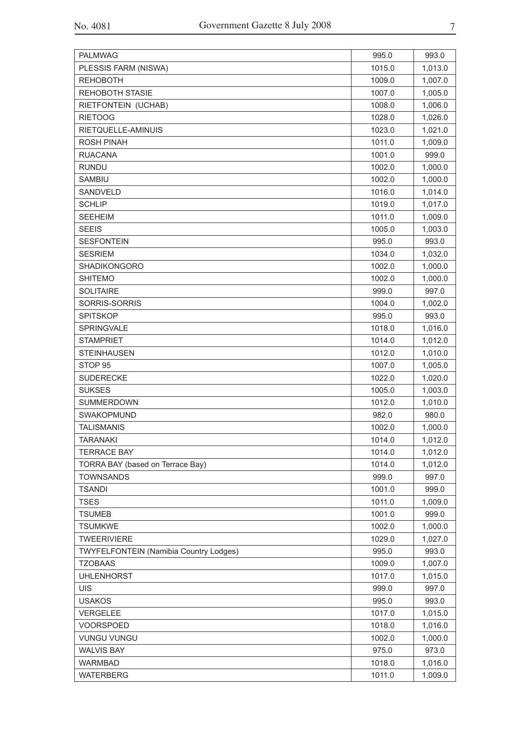| PALMWAG | 995.0 | 993.0 |
|---|---|---|
| PLESSIS FARM (NISWA) | 1015.0 | 1,013.0 |
| REHOBOTH | 1009.0 | 1,007.0 |
| REHOBOTH STASIE | 1007.0 | 1,005.0 |
| RIETFONTEIN (UCHAB) | 1008.0 | 1,006.0 |
| RIETOOG | 1028.0 | 1,026.0 |
| RIETQUELLE-AMINUIS | 1023.0 | 1,021.0 |
| ROSH PINAH | 1011.0 | 1,009.0 |
| RUACANA | 1001.0 | 999.0 |
| RUNDU | 1002.0 | 1,000.0 |
| SAMBIU | 1002.0 | 1,000.0 |
| SANDVELD | 1016.0 | 1,014.0 |
| SCHLIP | 1019.0 | 1,017.0 |
| SEEHEIM | 1011.0 | 1,009.0 |
| SEEIS | 1005.0 | 1,003.0 |
| SESFONTEIN | 995.0 | 993.0 |
| SESRIEM | 1034.0 | 1,032.0 |
| SHADIKONGORO | 1002.0 | 1,000.0 |
| SHITEMO | 1002.0 | 1,000.0 |
| SOLITAIRE | 999.0 | 997.0 |
| SORRIS-SORRIS | 1004.0 | 1,002.0 |
| SPITSKOP | 995.0 | 993.0 |
| SPRINGVALE | 1018.0 | 1,016.0 |
| STAMPRIET | 1014.0 | 1,012.0 |
| STEINHAUSEN | 1012.0 | 1,010.0 |
| STOP 95 | 1007.0 | 1,005.0 |
| SUDERECKE | 1022.0 | 1,020.0 |
| SUKSES | 1005.0 | 1,003.0 |
| SUMMERDOWN | 1012.0 | 1,010.0 |
| SWAKOPMUND | 982.0 | 980.0 |
| TALISMANIS | 1002.0 | 1,000.0 |
| TARANAKI | 1014.0 | 1,012.0 |
| TERRACE BAY | 1014.0 | 1,012.0 |
| TORRA BAY (based on Terrace Bay) | 1014.0 | 1,012.0 |
| TOWNSANDS | 999.0 | 997.0 |
| TSANDI | 1001.0 | 999.0 |
| TSES | 1011.0 | 1,009.0 |
| TSUMEB | 1001.0 | 999.0 |
| TSUMKWE | 1002.0 | 1,000.0 |
| TWEERIVIERE | 1029.0 | 1,027.0 |
| TWYFELFONTEIN (Namibia Country Lodges) | 995.0 | 993.0 |
| TZOBAAS | 1009.0 | 1,007.0 |
| UHLENHORST | 1017.0 | 1,015.0 |
| UIS | 999.0 | 997.0 |
| USAKOS | 995.0 | 993.0 |
| VERGELEE | 1017.0 | 1,015.0 |
| VOORSPOED | 1018.0 | 1,016.0 |
| VUNGU VUNGU | 1002.0 | 1,000.0 |
| WALVIS BAY | 975.0 | 973.0 |
| WARMBAD | 1018.0 | 1,016.0 |
| WATERBERG | 1011.0 | 1,009.0 |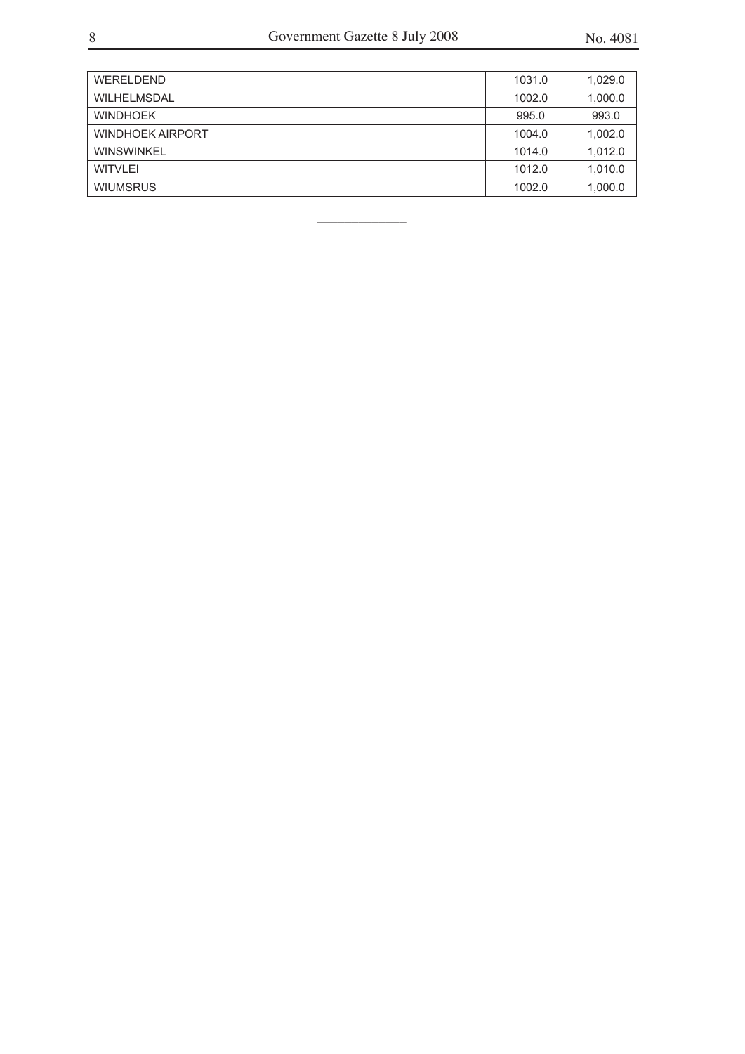| | | |
|---|---|---|
| WERELDEND | 1031.0 | 1,029.0 |
| WILHELMSDAL | 1002.0 | 1,000.0 |
| WINDHOEK | 995.0 | 993.0 |
| WINDHOEK AIRPORT | 1004.0 | 1,002.0 |
| WINSWINKEL | 1014.0 | 1,012.0 |
| WITVLEI | 1012.0 | 1,010.0 |
| WIUMSRUS | 1002.0 | 1,000.0 |

________________